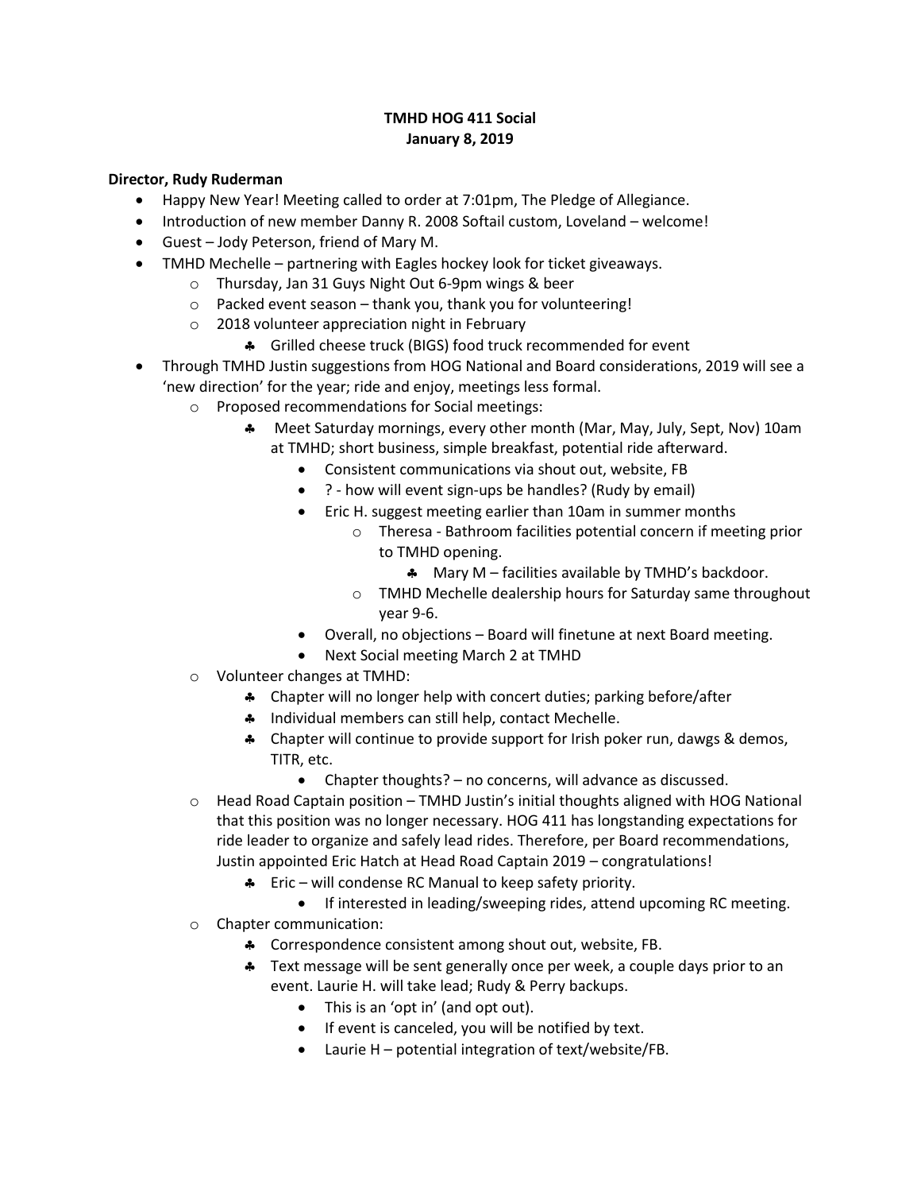# TMHD HOG 411 Social
## January 8, 2019

**Director, Rudy Ruderman**

- Happy New Year! Meeting called to order at 7:01pm, The Pledge of Allegiance.
- Introduction of new member Danny R. 2008 Softail custom, Loveland – welcome!
- Guest – Jody Peterson, friend of Mary M.
- TMHD Mechelle – partnering with Eagles hockey look for ticket giveaways.
  - Thursday, Jan 31 Guys Night Out 6-9pm wings & beer
  - Packed event season – thank you, thank you for volunteering!
  - 2018 volunteer appreciation night in February
    - Grilled cheese truck (BIGS) food truck recommended for event
- Through TMHD Justin suggestions from HOG National and Board considerations, 2019 will see a 'new direction' for the year; ride and enjoy, meetings less formal.
  - Proposed recommendations for Social meetings:
    - Meet Saturday mornings, every other month (Mar, May, July, Sept, Nov) 10am at TMHD; short business, simple breakfast, potential ride afterward.
      - Consistent communications via shout out, website, FB
      - ? - how will event sign-ups be handles? (Rudy by email)
      - Eric H. suggest meeting earlier than 10am in summer months
        - Theresa - Bathroom facilities potential concern if meeting prior to TMHD opening.
          - Mary M – facilities available by TMHD's backdoor.
        - TMHD Mechelle dealership hours for Saturday same throughout year 9-6.
      - Overall, no objections – Board will finetune at next Board meeting.
      - Next Social meeting March 2 at TMHD
  - Volunteer changes at TMHD:
    - Chapter will no longer help with concert duties; parking before/after
    - Individual members can still help, contact Mechelle.
    - Chapter will continue to provide support for Irish poker run, dawgs & demos, TITR, etc.
      - Chapter thoughts? – no concerns, will advance as discussed.
  - Head Road Captain position – TMHD Justin's initial thoughts aligned with HOG National that this position was no longer necessary. HOG 411 has longstanding expectations for ride leader to organize and safely lead rides. Therefore, per Board recommendations, Justin appointed Eric Hatch at Head Road Captain 2019 – congratulations!
    - Eric – will condense RC Manual to keep safety priority.
      - If interested in leading/sweeping rides, attend upcoming RC meeting.
  - Chapter communication:
    - Correspondence consistent among shout out, website, FB.
    - Text message will be sent generally once per week, a couple days prior to an event. Laurie H. will take lead; Rudy & Perry backups.
      - This is an 'opt in' (and opt out).
      - If event is canceled, you will be notified by text.
      - Laurie H – potential integration of text/website/FB.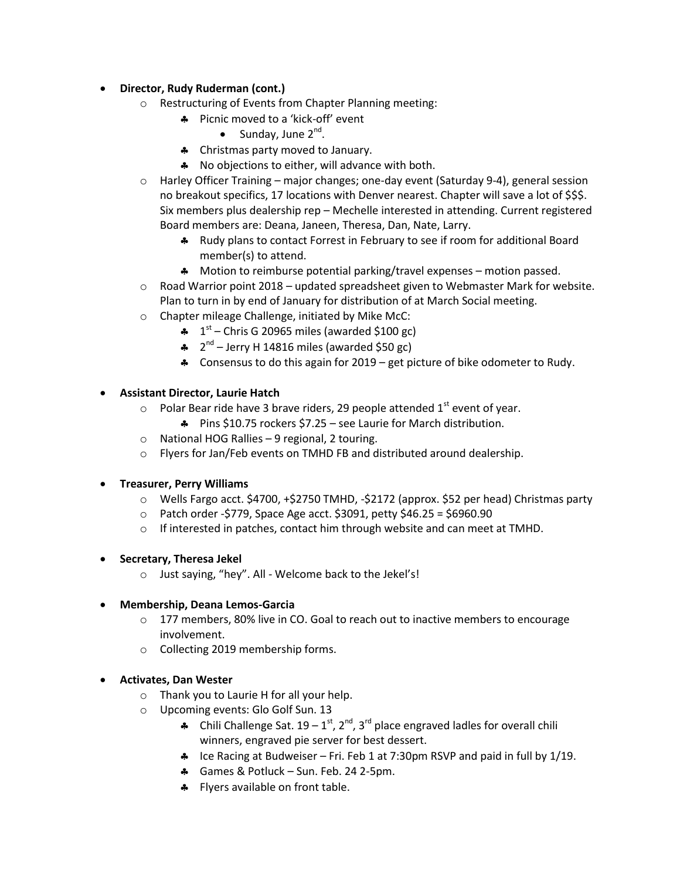- **Director, Rudy Ruderman (cont.)**
  - Restructuring of Events from Chapter Planning meeting:
    - Picnic moved to a 'kick-off' event
      - Sunday, June 2nd.
    - Christmas party moved to January.
    - No objections to either, will advance with both.
  - Harley Officer Training – major changes; one-day event (Saturday 9-4), general session no breakout specifics, 17 locations with Denver nearest. Chapter will save a lot of $$$. Six members plus dealership rep – Mechelle interested in attending. Current registered Board members are: Deana, Janeen, Theresa, Dan, Nate, Larry.
    - Rudy plans to contact Forrest in February to see if room for additional Board member(s) to attend.
    - Motion to reimburse potential parking/travel expenses – motion passed.
  - Road Warrior point 2018 – updated spreadsheet given to Webmaster Mark for website. Plan to turn in by end of January for distribution of at March Social meeting.
  - Chapter mileage Challenge, initiated by Mike McC:
    - 1st – Chris G 20965 miles (awarded $100 gc)
    - 2nd – Jerry H 14816 miles (awarded $50 gc)
    - Consensus to do this again for 2019 – get picture of bike odometer to Rudy.

- **Assistant Director, Laurie Hatch**
  - Polar Bear ride have 3 brave riders, 29 people attended 1st event of year.
    - Pins $10.75 rockers $7.25 – see Laurie for March distribution.
  - National HOG Rallies – 9 regional, 2 touring.
  - Flyers for Jan/Feb events on TMHD FB and distributed around dealership.

- **Treasurer, Perry Williams**
  - Wells Fargo acct. $4700, +$2750 TMHD, -$2172 (approx. $52 per head) Christmas party
  - Patch order -$779, Space Age acct. $3091, petty $46.25 = $6960.90
  - If interested in patches, contact him through website and can meet at TMHD.

- **Secretary, Theresa Jekel**
  - Just saying, "hey". All - Welcome back to the Jekel's!

- **Membership, Deana Lemos-Garcia**
  - 177 members, 80% live in CO. Goal to reach out to inactive members to encourage involvement.
  - Collecting 2019 membership forms.

- **Activates, Dan Wester**
  - Thank you to Laurie H for all your help.
  - Upcoming events: Glo Golf Sun. 13
    - Chili Challenge Sat. 19 – 1st, 2nd, 3rd place engraved ladles for overall chili winners, engraved pie server for best dessert.
    - Ice Racing at Budweiser – Fri. Feb 1 at 7:30pm RSVP and paid in full by 1/19.
    - Games & Potluck – Sun. Feb. 24 2-5pm.
    - Flyers available on front table.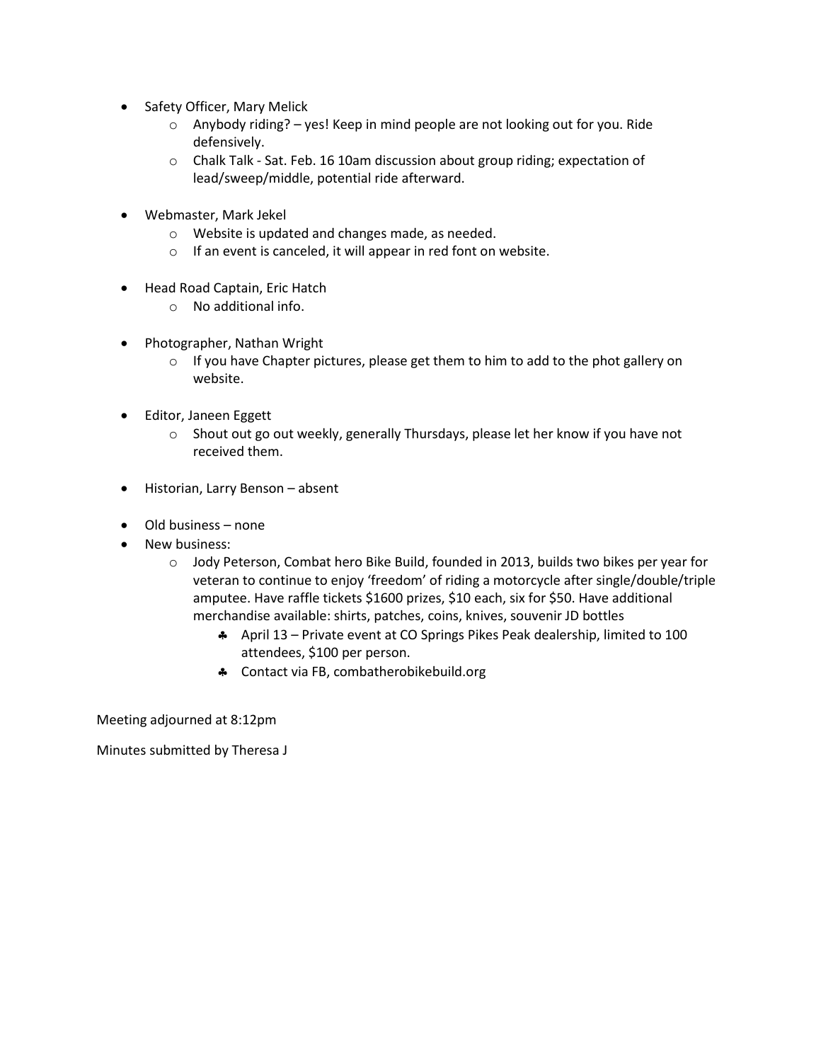- Safety Officer, Mary Melick
  - Anybody riding? – yes! Keep in mind people are not looking out for you. Ride defensively.
  - Chalk Talk - Sat. Feb. 16 10am discussion about group riding; expectation of lead/sweep/middle, potential ride afterward.

- Webmaster, Mark Jekel
  - Website is updated and changes made, as needed.
  - If an event is canceled, it will appear in red font on website.

- Head Road Captain, Eric Hatch
  - No additional info.

- Photographer, Nathan Wright
  - If you have Chapter pictures, please get them to him to add to the phot gallery on website.

- Editor, Janeen Eggett
  - Shout out go out weekly, generally Thursdays, please let her know if you have not received them.

- Historian, Larry Benson – absent

- Old business – none
- New business:
  - Jody Peterson, Combat hero Bike Build, founded in 2013, builds two bikes per year for veteran to continue to enjoy 'freedom' of riding a motorcycle after single/double/triple amputee. Have raffle tickets $1600 prizes, $10 each, six for $50. Have additional merchandise available: shirts, patches, coins, knives, souvenir JD bottles
    - April 13 – Private event at CO Springs Pikes Peak dealership, limited to 100 attendees, $100 per person.
    - Contact via FB, combatherobikebuild.org

Meeting adjourned at 8:12pm

Minutes submitted by Theresa J